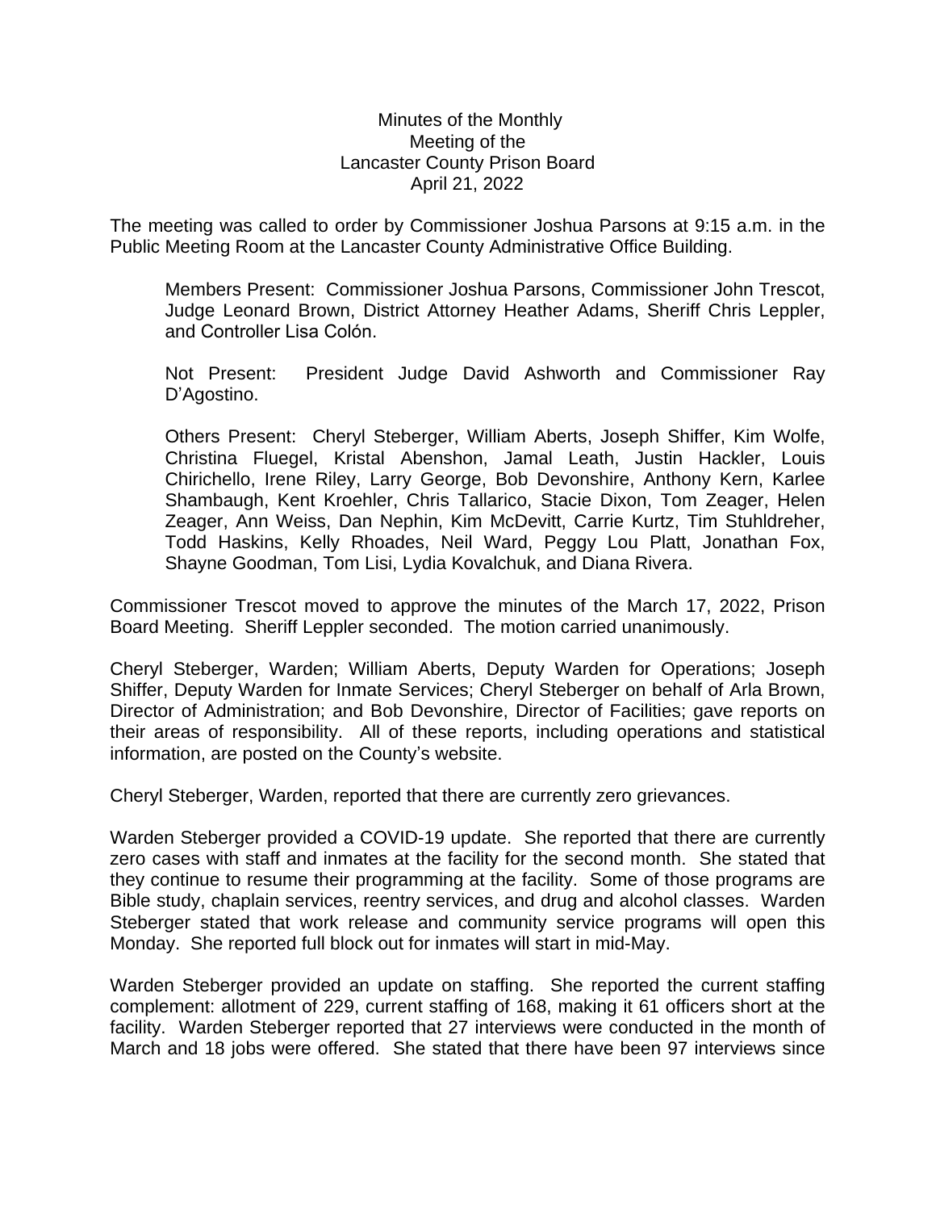Minutes of the Monthly
Meeting of the
Lancaster County Prison Board
April 21, 2022

The meeting was called to order by Commissioner Joshua Parsons at 9:15 a.m. in the Public Meeting Room at the Lancaster County Administrative Office Building.

Members Present: Commissioner Joshua Parsons, Commissioner John Trescot, Judge Leonard Brown, District Attorney Heather Adams, Sheriff Chris Leppler, and Controller Lisa Colón.

Not Present: President Judge David Ashworth and Commissioner Ray D'Agostino.

Others Present: Cheryl Steberger, William Aberts, Joseph Shiffer, Kim Wolfe, Christina Fluegel, Kristal Abenshon, Jamal Leath, Justin Hackler, Louis Chirichello, Irene Riley, Larry George, Bob Devonshire, Anthony Kern, Karlee Shambaugh, Kent Kroehler, Chris Tallarico, Stacie Dixon, Tom Zeager, Helen Zeager, Ann Weiss, Dan Nephin, Kim McDevitt, Carrie Kurtz, Tim Stuhldreher, Todd Haskins, Kelly Rhoades, Neil Ward, Peggy Lou Platt, Jonathan Fox, Shayne Goodman, Tom Lisi, Lydia Kovalchuk, and Diana Rivera.

Commissioner Trescot moved to approve the minutes of the March 17, 2022, Prison Board Meeting. Sheriff Leppler seconded. The motion carried unanimously.

Cheryl Steberger, Warden; William Aberts, Deputy Warden for Operations; Joseph Shiffer, Deputy Warden for Inmate Services; Cheryl Steberger on behalf of Arla Brown, Director of Administration; and Bob Devonshire, Director of Facilities; gave reports on their areas of responsibility. All of these reports, including operations and statistical information, are posted on the County's website.

Cheryl Steberger, Warden, reported that there are currently zero grievances.

Warden Steberger provided a COVID-19 update. She reported that there are currently zero cases with staff and inmates at the facility for the second month. She stated that they continue to resume their programming at the facility. Some of those programs are Bible study, chaplain services, reentry services, and drug and alcohol classes. Warden Steberger stated that work release and community service programs will open this Monday. She reported full block out for inmates will start in mid-May.

Warden Steberger provided an update on staffing. She reported the current staffing complement: allotment of 229, current staffing of 168, making it 61 officers short at the facility. Warden Steberger reported that 27 interviews were conducted in the month of March and 18 jobs were offered. She stated that there have been 97 interviews since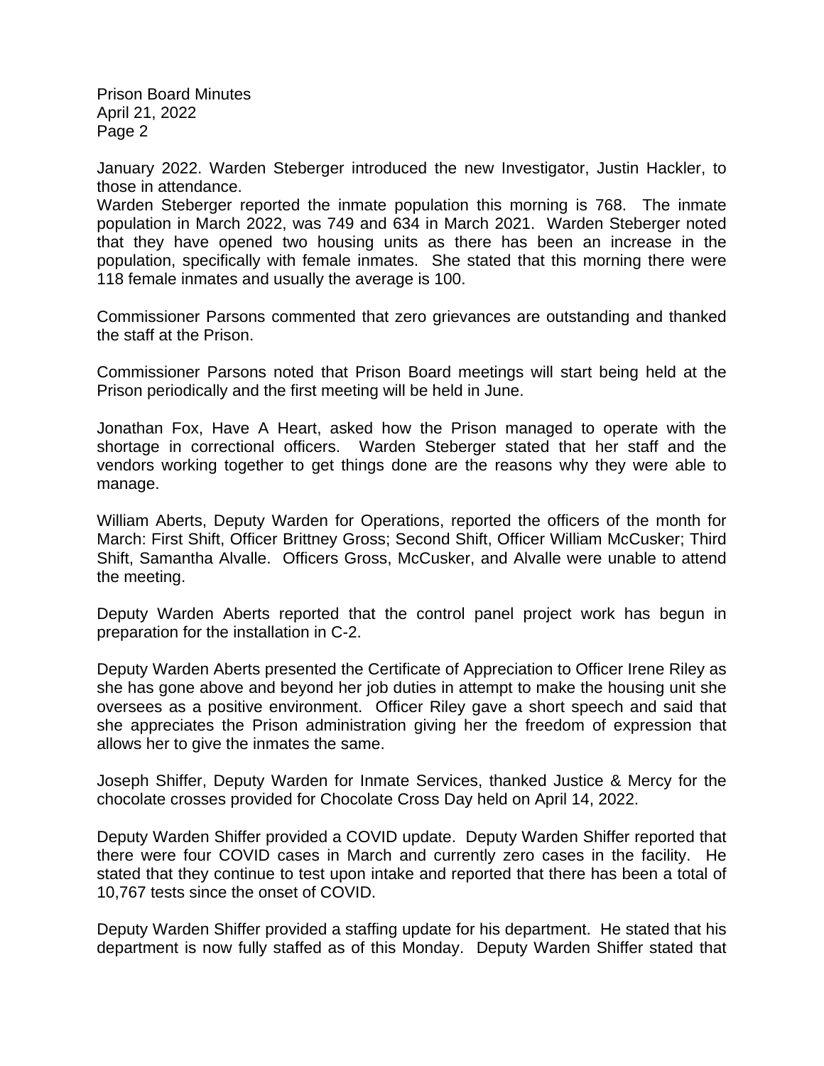January 2022. Warden Steberger introduced the new Investigator, Justin Hackler, to those in attendance.
Warden Steberger reported the inmate population this morning is 768. The inmate population in March 2022, was 749 and 634 in March 2021. Warden Steberger noted that they have opened two housing units as there has been an increase in the population, specifically with female inmates. She stated that this morning there were 118 female inmates and usually the average is 100.

Commissioner Parsons commented that zero grievances are outstanding and thanked the staff at the Prison.

Commissioner Parsons noted that Prison Board meetings will start being held at the Prison periodically and the first meeting will be held in June.

Jonathan Fox, Have A Heart, asked how the Prison managed to operate with the shortage in correctional officers. Warden Steberger stated that her staff and the vendors working together to get things done are the reasons why they were able to manage.

William Aberts, Deputy Warden for Operations, reported the officers of the month for March: First Shift, Officer Brittney Gross; Second Shift, Officer William McCusker; Third Shift, Samantha Alvalle. Officers Gross, McCusker, and Alvalle were unable to attend the meeting.

Deputy Warden Aberts reported that the control panel project work has begun in preparation for the installation in C-2.

Deputy Warden Aberts presented the Certificate of Appreciation to Officer Irene Riley as she has gone above and beyond her job duties in attempt to make the housing unit she oversees as a positive environment. Officer Riley gave a short speech and said that she appreciates the Prison administration giving her the freedom of expression that allows her to give the inmates the same.

Joseph Shiffer, Deputy Warden for Inmate Services, thanked Justice & Mercy for the chocolate crosses provided for Chocolate Cross Day held on April 14, 2022.

Deputy Warden Shiffer provided a COVID update. Deputy Warden Shiffer reported that there were four COVID cases in March and currently zero cases in the facility. He stated that they continue to test upon intake and reported that there has been a total of 10,767 tests since the onset of COVID.

Deputy Warden Shiffer provided a staffing update for his department. He stated that his department is now fully staffed as of this Monday. Deputy Warden Shiffer stated that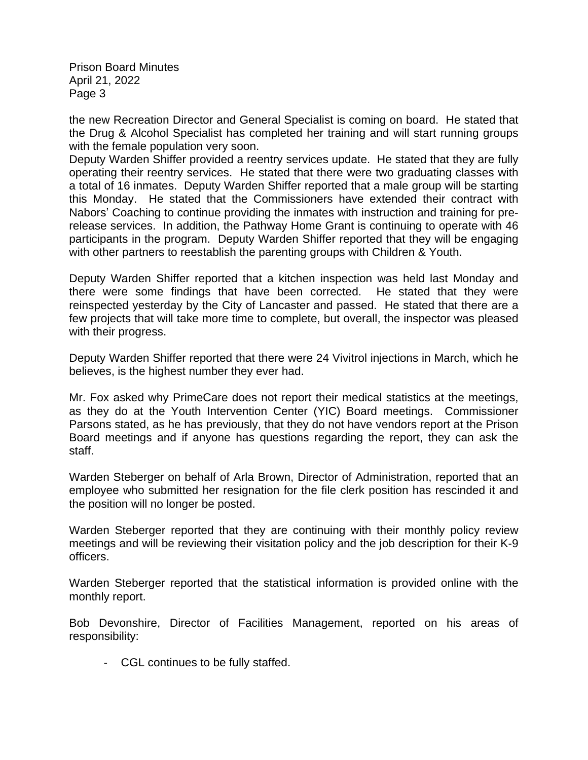the new Recreation Director and General Specialist is coming on board. He stated that the Drug & Alcohol Specialist has completed her training and will start running groups with the female population very soon.

Deputy Warden Shiffer provided a reentry services update. He stated that they are fully operating their reentry services. He stated that there were two graduating classes with a total of 16 inmates. Deputy Warden Shiffer reported that a male group will be starting this Monday. He stated that the Commissioners have extended their contract with Nabors' Coaching to continue providing the inmates with instruction and training for pre-release services. In addition, the Pathway Home Grant is continuing to operate with 46 participants in the program. Deputy Warden Shiffer reported that they will be engaging with other partners to reestablish the parenting groups with Children & Youth.

Deputy Warden Shiffer reported that a kitchen inspection was held last Monday and there were some findings that have been corrected. He stated that they were reinspected yesterday by the City of Lancaster and passed. He stated that there are a few projects that will take more time to complete, but overall, the inspector was pleased with their progress.

Deputy Warden Shiffer reported that there were 24 Vivitrol injections in March, which he believes, is the highest number they ever had.

Mr. Fox asked why PrimeCare does not report their medical statistics at the meetings, as they do at the Youth Intervention Center (YIC) Board meetings. Commissioner Parsons stated, as he has previously, that they do not have vendors report at the Prison Board meetings and if anyone has questions regarding the report, they can ask the staff.

Warden Steberger on behalf of Arla Brown, Director of Administration, reported that an employee who submitted her resignation for the file clerk position has rescinded it and the position will no longer be posted.

Warden Steberger reported that they are continuing with their monthly policy review meetings and will be reviewing their visitation policy and the job description for their K-9 officers.

Warden Steberger reported that the statistical information is provided online with the monthly report.

Bob Devonshire, Director of Facilities Management, reported on his areas of responsibility:

- CGL continues to be fully staffed.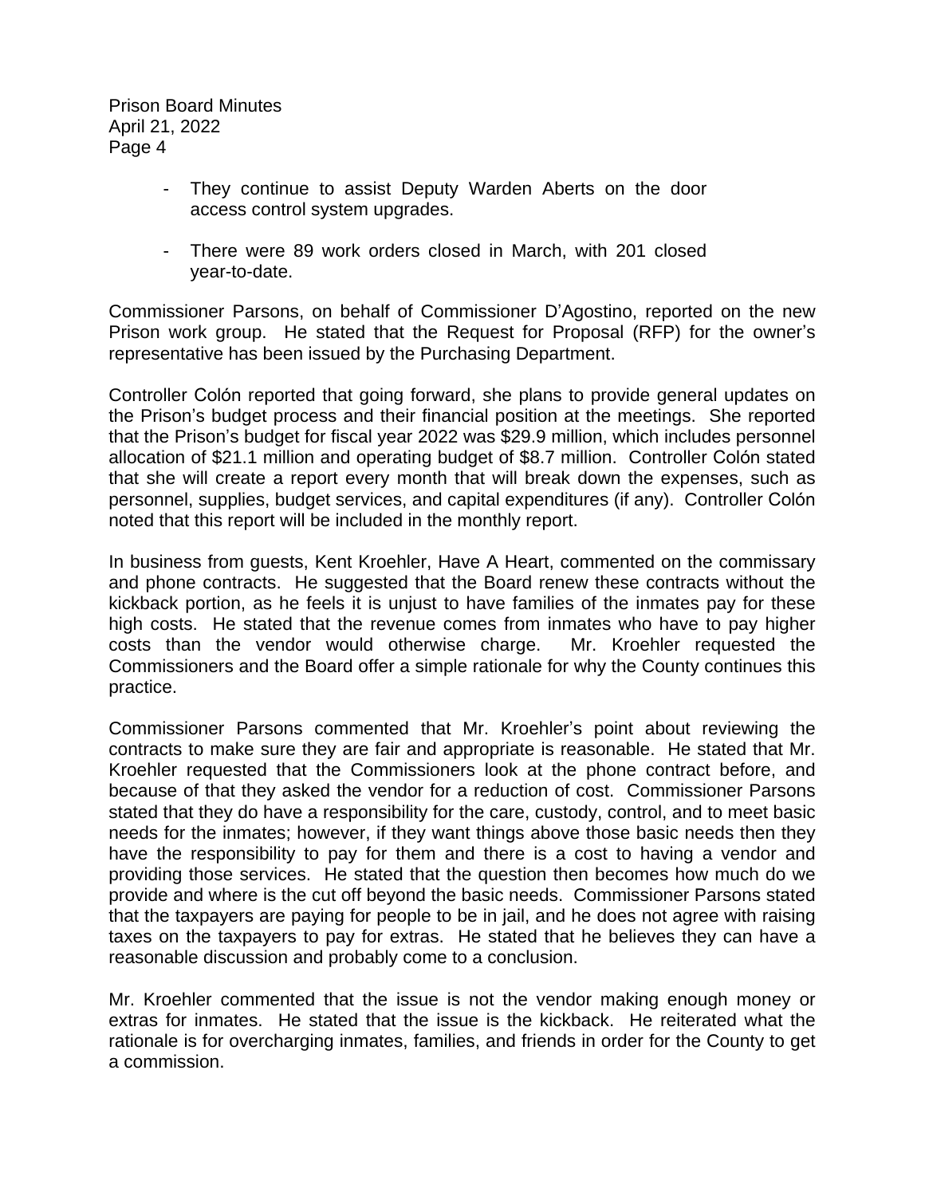- They continue to assist Deputy Warden Aberts on the door access control system upgrades.

- There were 89 work orders closed in March, with 201 closed year-to-date.

Commissioner Parsons, on behalf of Commissioner D'Agostino, reported on the new Prison work group. He stated that the Request for Proposal (RFP) for the owner's representative has been issued by the Purchasing Department.

Controller Colón reported that going forward, she plans to provide general updates on the Prison's budget process and their financial position at the meetings. She reported that the Prison's budget for fiscal year 2022 was $29.9 million, which includes personnel allocation of $21.1 million and operating budget of $8.7 million. Controller Colón stated that she will create a report every month that will break down the expenses, such as personnel, supplies, budget services, and capital expenditures (if any). Controller Colón noted that this report will be included in the monthly report.

In business from guests, Kent Kroehler, Have A Heart, commented on the commissary and phone contracts. He suggested that the Board renew these contracts without the kickback portion, as he feels it is unjust to have families of the inmates pay for these high costs. He stated that the revenue comes from inmates who have to pay higher costs than the vendor would otherwise charge. Mr. Kroehler requested the Commissioners and the Board offer a simple rationale for why the County continues this practice.

Commissioner Parsons commented that Mr. Kroehler's point about reviewing the contracts to make sure they are fair and appropriate is reasonable. He stated that Mr. Kroehler requested that the Commissioners look at the phone contract before, and because of that they asked the vendor for a reduction of cost. Commissioner Parsons stated that they do have a responsibility for the care, custody, control, and to meet basic needs for the inmates; however, if they want things above those basic needs then they have the responsibility to pay for them and there is a cost to having a vendor and providing those services. He stated that the question then becomes how much do we provide and where is the cut off beyond the basic needs. Commissioner Parsons stated that the taxpayers are paying for people to be in jail, and he does not agree with raising taxes on the taxpayers to pay for extras. He stated that he believes they can have a reasonable discussion and probably come to a conclusion.

Mr. Kroehler commented that the issue is not the vendor making enough money or extras for inmates. He stated that the issue is the kickback. He reiterated what the rationale is for overcharging inmates, families, and friends in order for the County to get a commission.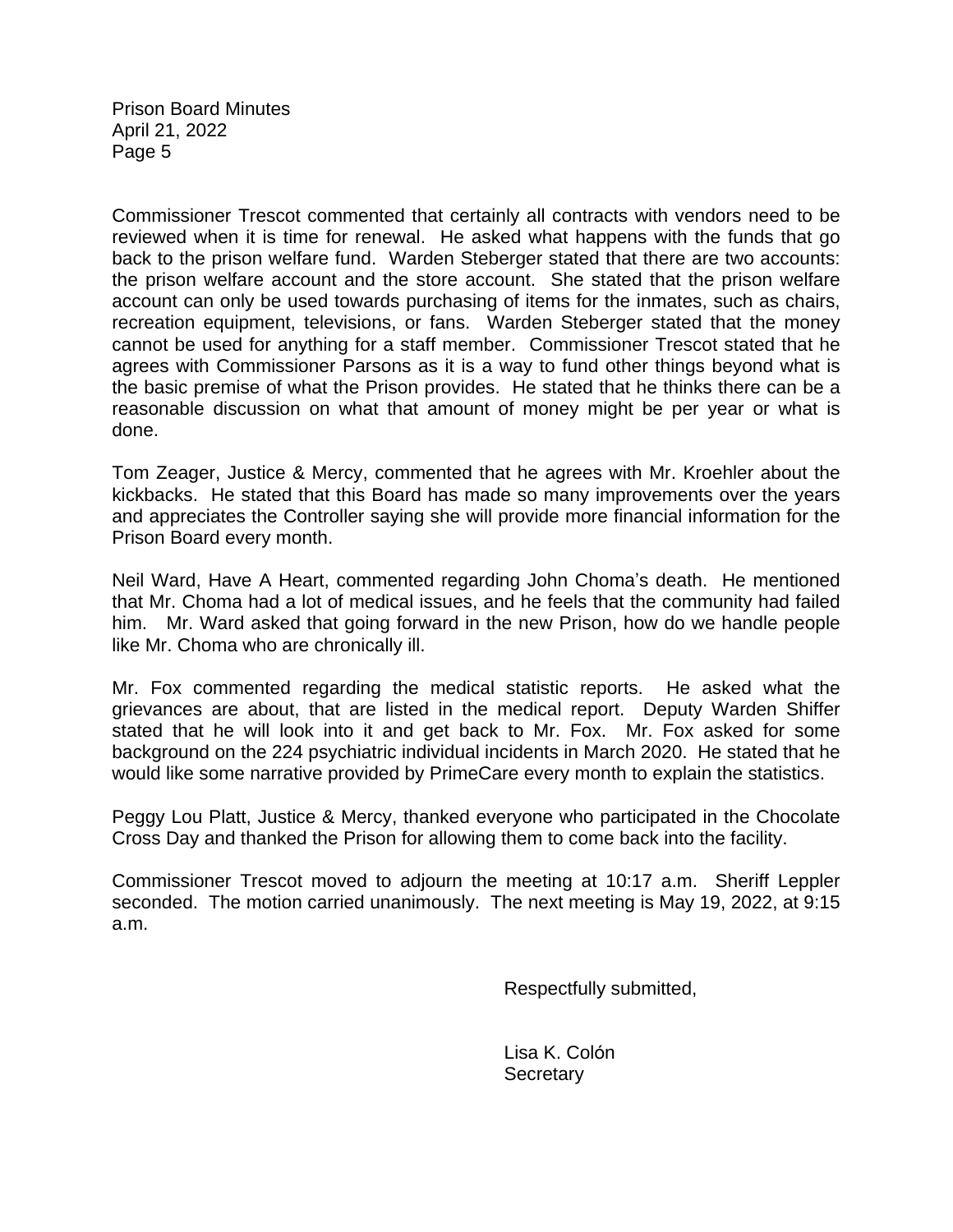Commissioner Trescot commented that certainly all contracts with vendors need to be reviewed when it is time for renewal. He asked what happens with the funds that go back to the prison welfare fund. Warden Steberger stated that there are two accounts: the prison welfare account and the store account. She stated that the prison welfare account can only be used towards purchasing of items for the inmates, such as chairs, recreation equipment, televisions, or fans. Warden Steberger stated that the money cannot be used for anything for a staff member. Commissioner Trescot stated that he agrees with Commissioner Parsons as it is a way to fund other things beyond what is the basic premise of what the Prison provides. He stated that he thinks there can be a reasonable discussion on what that amount of money might be per year or what is done.

Tom Zeager, Justice & Mercy, commented that he agrees with Mr. Kroehler about the kickbacks. He stated that this Board has made so many improvements over the years and appreciates the Controller saying she will provide more financial information for the Prison Board every month.

Neil Ward, Have A Heart, commented regarding John Choma's death. He mentioned that Mr. Choma had a lot of medical issues, and he feels that the community had failed him. Mr. Ward asked that going forward in the new Prison, how do we handle people like Mr. Choma who are chronically ill.

Mr. Fox commented regarding the medical statistic reports. He asked what the grievances are about, that are listed in the medical report. Deputy Warden Shiffer stated that he will look into it and get back to Mr. Fox. Mr. Fox asked for some background on the 224 psychiatric individual incidents in March 2020. He stated that he would like some narrative provided by PrimeCare every month to explain the statistics.

Peggy Lou Platt, Justice & Mercy, thanked everyone who participated in the Chocolate Cross Day and thanked the Prison for allowing them to come back into the facility.

Commissioner Trescot moved to adjourn the meeting at 10:17 a.m. Sheriff Leppler seconded. The motion carried unanimously. The next meeting is May 19, 2022, at 9:15 a.m.

Respectfully submitted,

Lisa K. Colón
Secretary